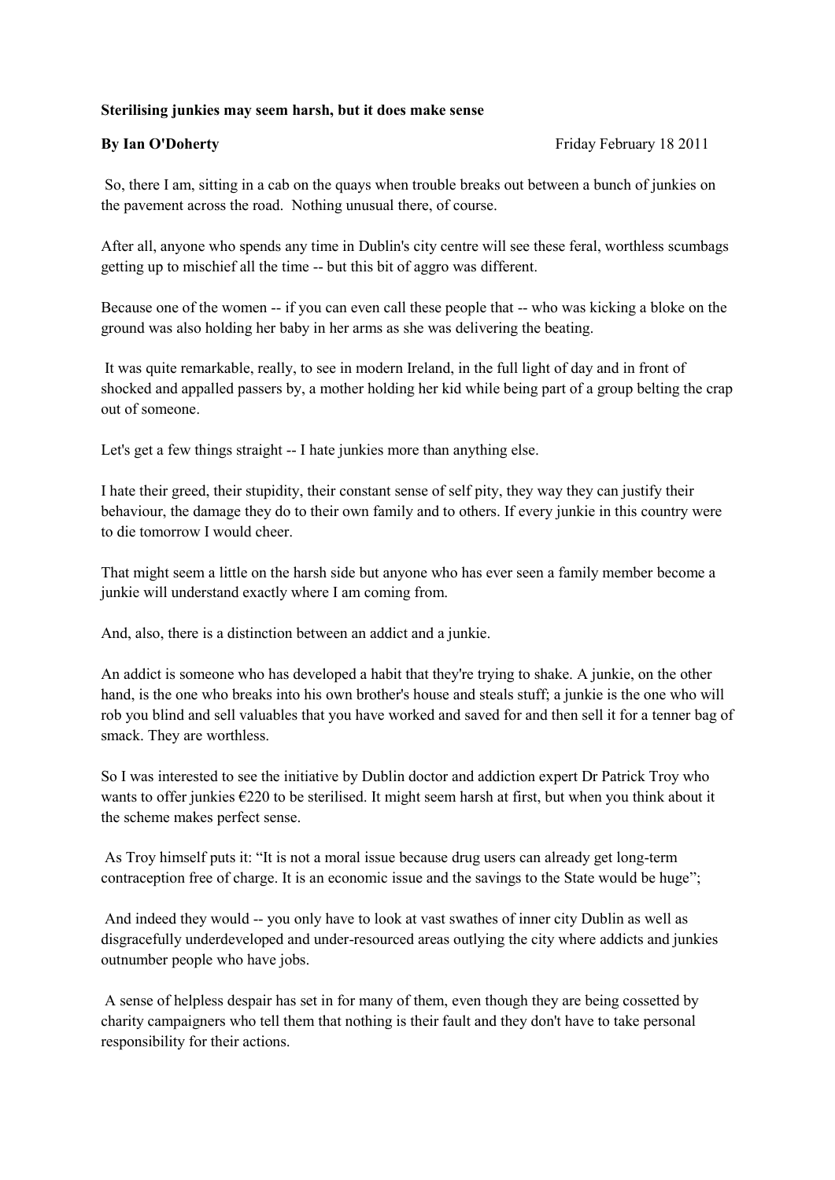**Sterilising junkies may seem harsh, but it does make sense**

**By Ian O'Doherty** Friday February 18 2011

So, there I am, sitting in a cab on the quays when trouble breaks out between a bunch of junkies on the pavement across the road. Nothing unusual there, of course.

After all, anyone who spends any time in Dublin's city centre will see these feral, worthless scumbags getting up to mischief all the time -- but this bit of aggro was different.

Because one of the women -- if you can even call these people that -- who was kicking a bloke on the ground was also holding her baby in her arms as she was delivering the beating.

It was quite remarkable, really, to see in modern Ireland, in the full light of day and in front of shocked and appalled passers by, a mother holding her kid while being part of a group belting the crap out of someone.

Let's get a few things straight -- I hate junkies more than anything else.

I hate their greed, their stupidity, their constant sense of self pity, they way they can justify their behaviour, the damage they do to their own family and to others. If every junkie in this country were to die tomorrow I would cheer.

That might seem a little on the harsh side but anyone who has ever seen a family member become a junkie will understand exactly where I am coming from.

And, also, there is a distinction between an addict and a junkie.

An addict is someone who has developed a habit that they're trying to shake. A junkie, on the other hand, is the one who breaks into his own brother's house and steals stuff; a junkie is the one who will rob you blind and sell valuables that you have worked and saved for and then sell it for a tenner bag of smack. They are worthless.

So I was interested to see the initiative by Dublin doctor and addiction expert Dr Patrick Troy who wants to offer junkies €220 to be sterilised. It might seem harsh at first, but when you think about it the scheme makes perfect sense.

As Troy himself puts it: "It is not a moral issue because drug users can already get long-term contraception free of charge. It is an economic issue and the savings to the State would be huge";

And indeed they would -- you only have to look at vast swathes of inner city Dublin as well as disgracefully underdeveloped and under-resourced areas outlying the city where addicts and junkies outnumber people who have jobs.

A sense of helpless despair has set in for many of them, even though they are being cossetted by charity campaigners who tell them that nothing is their fault and they don't have to take personal responsibility for their actions.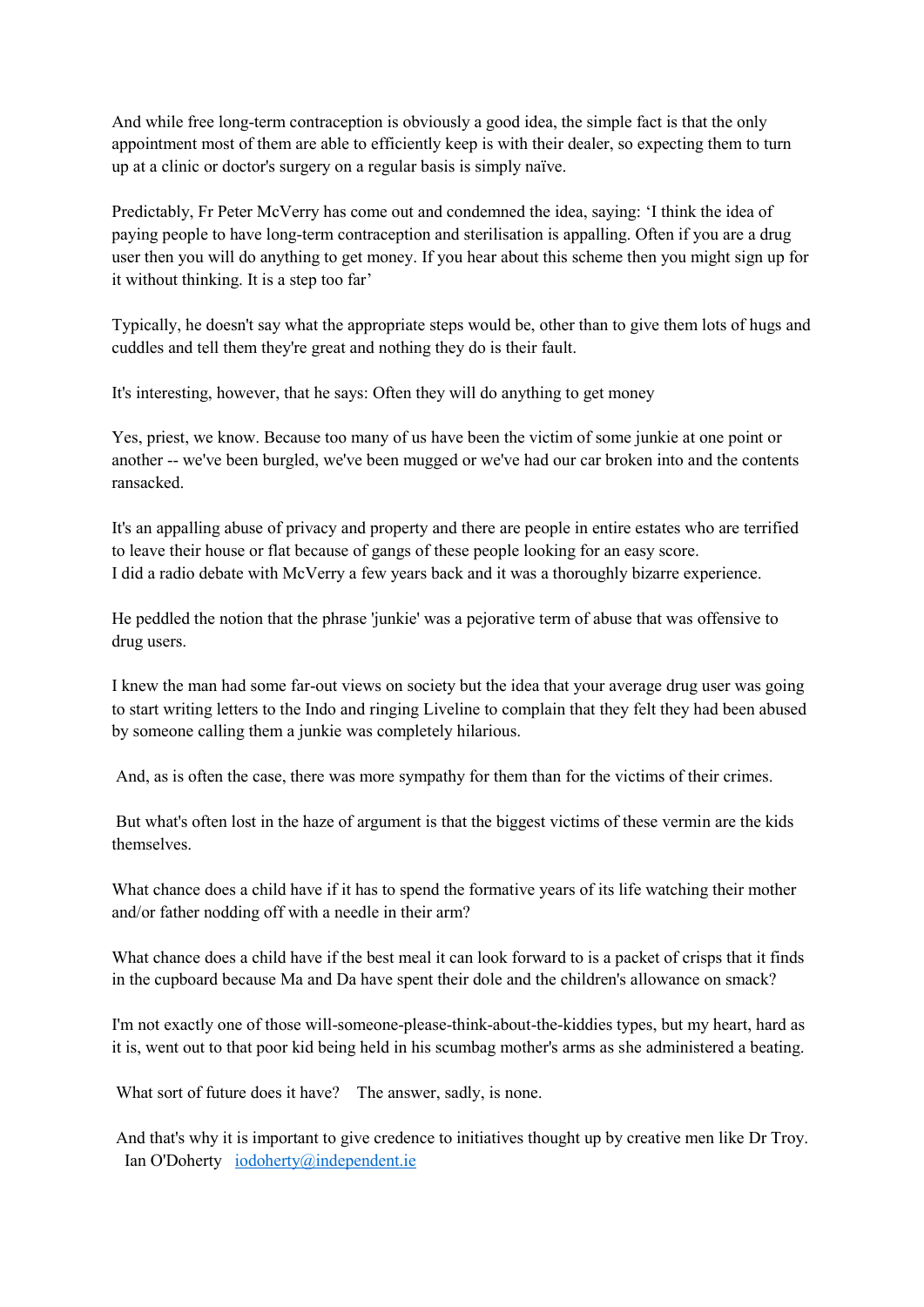And while free long-term contraception is obviously a good idea, the simple fact is that the only appointment most of them are able to efficiently keep is with their dealer, so expecting them to turn up at a clinic or doctor's surgery on a regular basis is simply naïve.

Predictably, Fr Peter McVerry has come out and condemned the idea, saying: 'I think the idea of paying people to have long-term contraception and sterilisation is appalling. Often if you are a drug user then you will do anything to get money. If you hear about this scheme then you might sign up for it without thinking. It is a step too far'

Typically, he doesn't say what the appropriate steps would be, other than to give them lots of hugs and cuddles and tell them they're great and nothing they do is their fault.

It's interesting, however, that he says: Often they will do anything to get money

Yes, priest, we know. Because too many of us have been the victim of some junkie at one point or another -- we've been burgled, we've been mugged or we've had our car broken into and the contents ransacked.

It's an appalling abuse of privacy and property and there are people in entire estates who are terrified to leave their house or flat because of gangs of these people looking for an easy score.
I did a radio debate with McVerry a few years back and it was a thoroughly bizarre experience.

He peddled the notion that the phrase 'junkie' was a pejorative term of abuse that was offensive to drug users.

I knew the man had some far-out views on society but the idea that your average drug user was going to start writing letters to the Indo and ringing Liveline to complain that they felt they had been abused by someone calling them a junkie was completely hilarious.

And, as is often the case, there was more sympathy for them than for the victims of their crimes.

But what's often lost in the haze of argument is that the biggest victims of these vermin are the kids themselves.

What chance does a child have if it has to spend the formative years of its life watching their mother and/or father nodding off with a needle in their arm?

What chance does a child have if the best meal it can look forward to is a packet of crisps that it finds in the cupboard because Ma and Da have spent their dole and the children's allowance on smack?

I'm not exactly one of those will-someone-please-think-about-the-kiddies types, but my heart, hard as it is, went out to that poor kid being held in his scumbag mother's arms as she administered a beating.

What sort of future does it have? The answer, sadly, is none.

And that's why it is important to give credence to initiatives thought up by creative men like Dr Troy.
Ian O'Doherty iodoherty@independent.ie